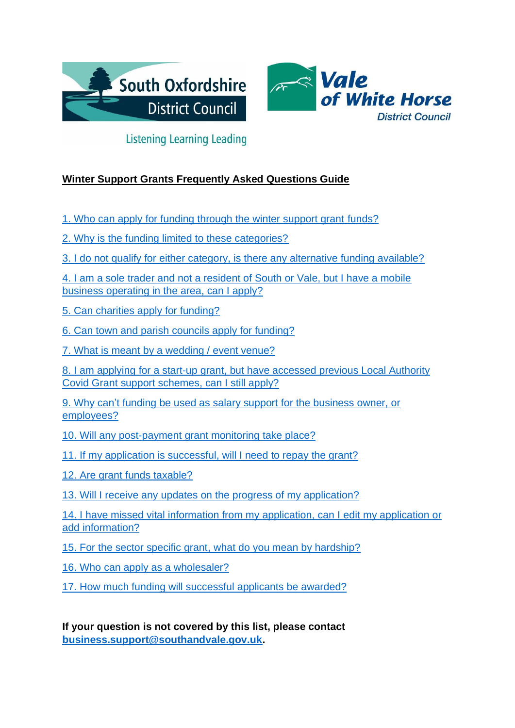South Oxfordshire District Council

Listening Learning Leading

Vale of White Horse District Council

# Winter Support Grants Frequently Asked Questions Guide

1. Who can apply for funding through the winter support grant funds?

2. Why is the funding limited to these categories?

3. I do not qualify for either category, is there any alternative funding available?

4. I am a sole trader and not a resident of South or Vale, but I have a mobile business operating in the area, can I apply?

5. Can charities apply for funding?

6. Can town and parish councils apply for funding?

7. What is meant by a wedding / event venue?

8. I am applying for a start-up grant, but have accessed previous Local Authority Covid Grant support schemes, can I still apply?

9. Why can't funding be used as salary support for the business owner, or employees?

10. Will any post-payment grant monitoring take place?

11. If my application is successful, will I need to repay the grant?

12. Are grant funds taxable?

13. Will I receive any updates on the progress of my application?

14. I have missed vital information from my application, can I edit my application or add information?

15. For the sector specific grant, what do you mean by hardship?

16. Who can apply as a wholesaler?

17. How much funding will successful applicants be awarded?

**If your question is not covered by this list, please contact business.support@southandvale.gov.uk.**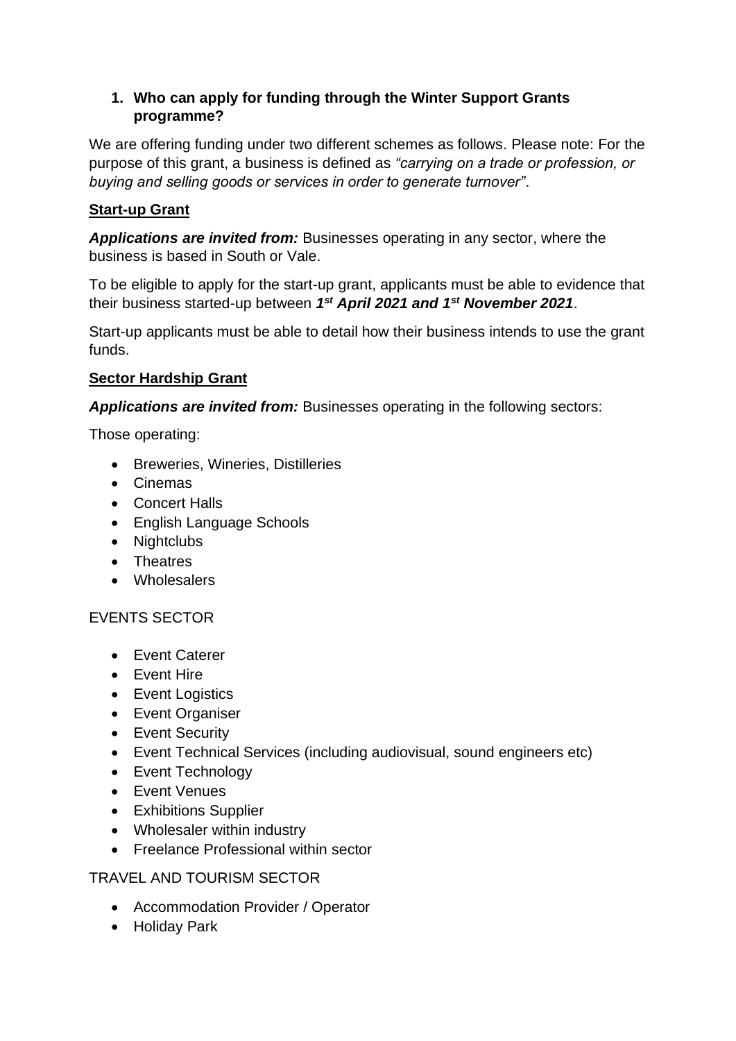## 1. Who can apply for funding through the Winter Support Grants programme?

We are offering funding under two different schemes as follows. Please note: For the purpose of this grant, a business is defined as *"carrying on a trade or profession, or buying and selling goods or services in order to generate turnover"*.

**Start-up Grant**

***Applications are invited from:*** Businesses operating in any sector, where the business is based in South or Vale.

To be eligible to apply for the start-up grant, applicants must be able to evidence that their business started-up between ***1st April 2021 and 1st November 2021***.

Start-up applicants must be able to detail how their business intends to use the grant funds.

**Sector Hardship Grant**

***Applications are invited from:*** Businesses operating in the following sectors:

Those operating:

- Breweries, Wineries, Distilleries
- Cinemas
- Concert Halls
- English Language Schools
- Nightclubs
- Theatres
- Wholesalers

EVENTS SECTOR

- Event Caterer
- Event Hire
- Event Logistics
- Event Organiser
- Event Security
- Event Technical Services (including audiovisual, sound engineers etc)
- Event Technology
- Event Venues
- Exhibitions Supplier
- Wholesaler within industry
- Freelance Professional within sector

TRAVEL AND TOURISM SECTOR

- Accommodation Provider / Operator
- Holiday Park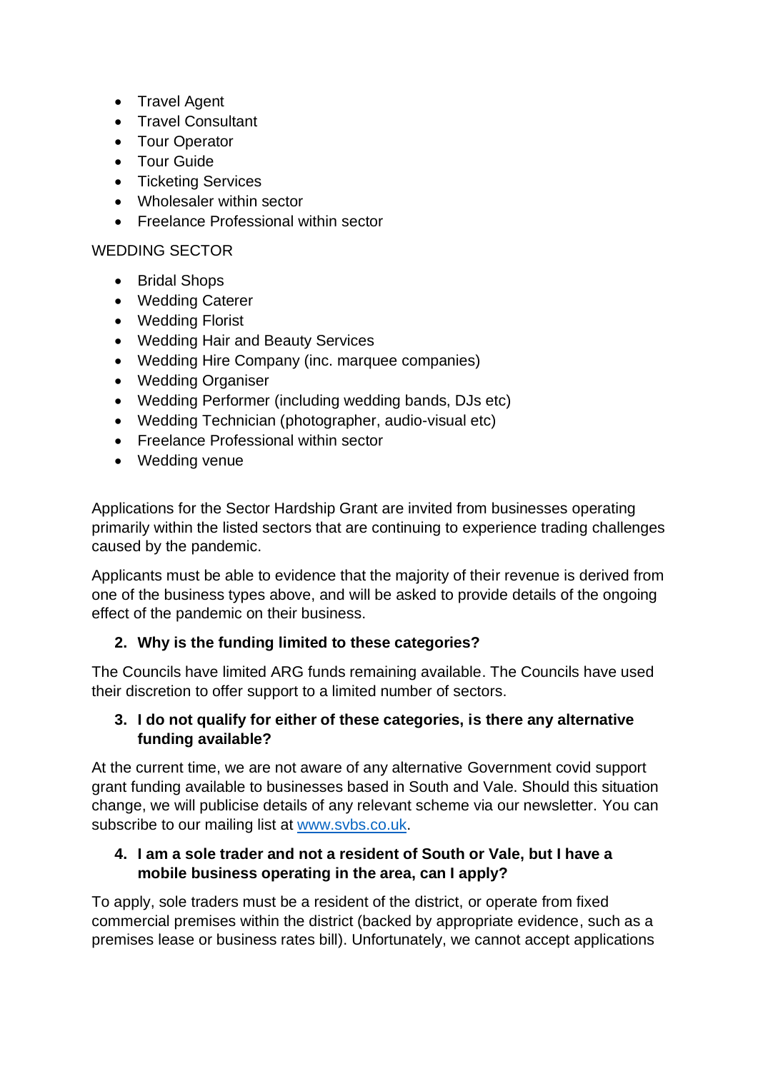- Travel Agent
- Travel Consultant
- Tour Operator
- Tour Guide
- Ticketing Services
- Wholesaler within sector
- Freelance Professional within sector

WEDDING SECTOR

- Bridal Shops
- Wedding Caterer
- Wedding Florist
- Wedding Hair and Beauty Services
- Wedding Hire Company (inc. marquee companies)
- Wedding Organiser
- Wedding Performer (including wedding bands, DJs etc)
- Wedding Technician (photographer, audio-visual etc)
- Freelance Professional within sector
- Wedding venue

Applications for the Sector Hardship Grant are invited from businesses operating primarily within the listed sectors that are continuing to experience trading challenges caused by the pandemic.

Applicants must be able to evidence that the majority of their revenue is derived from one of the business types above, and will be asked to provide details of the ongoing effect of the pandemic on their business.

**2. Why is the funding limited to these categories?**

The Councils have limited ARG funds remaining available. The Councils have used their discretion to offer support to a limited number of sectors.

**3. I do not qualify for either of these categories, is there any alternative funding available?**

At the current time, we are not aware of any alternative Government covid support grant funding available to businesses based in South and Vale. Should this situation change, we will publicise details of any relevant scheme via our newsletter. You can subscribe to our mailing list at [www.svbs.co.uk](www.svbs.co.uk).

**4. I am a sole trader and not a resident of South or Vale, but I have a mobile business operating in the area, can I apply?**

To apply, sole traders must be a resident of the district, or operate from fixed commercial premises within the district (backed by appropriate evidence, such as a premises lease or business rates bill). Unfortunately, we cannot accept applications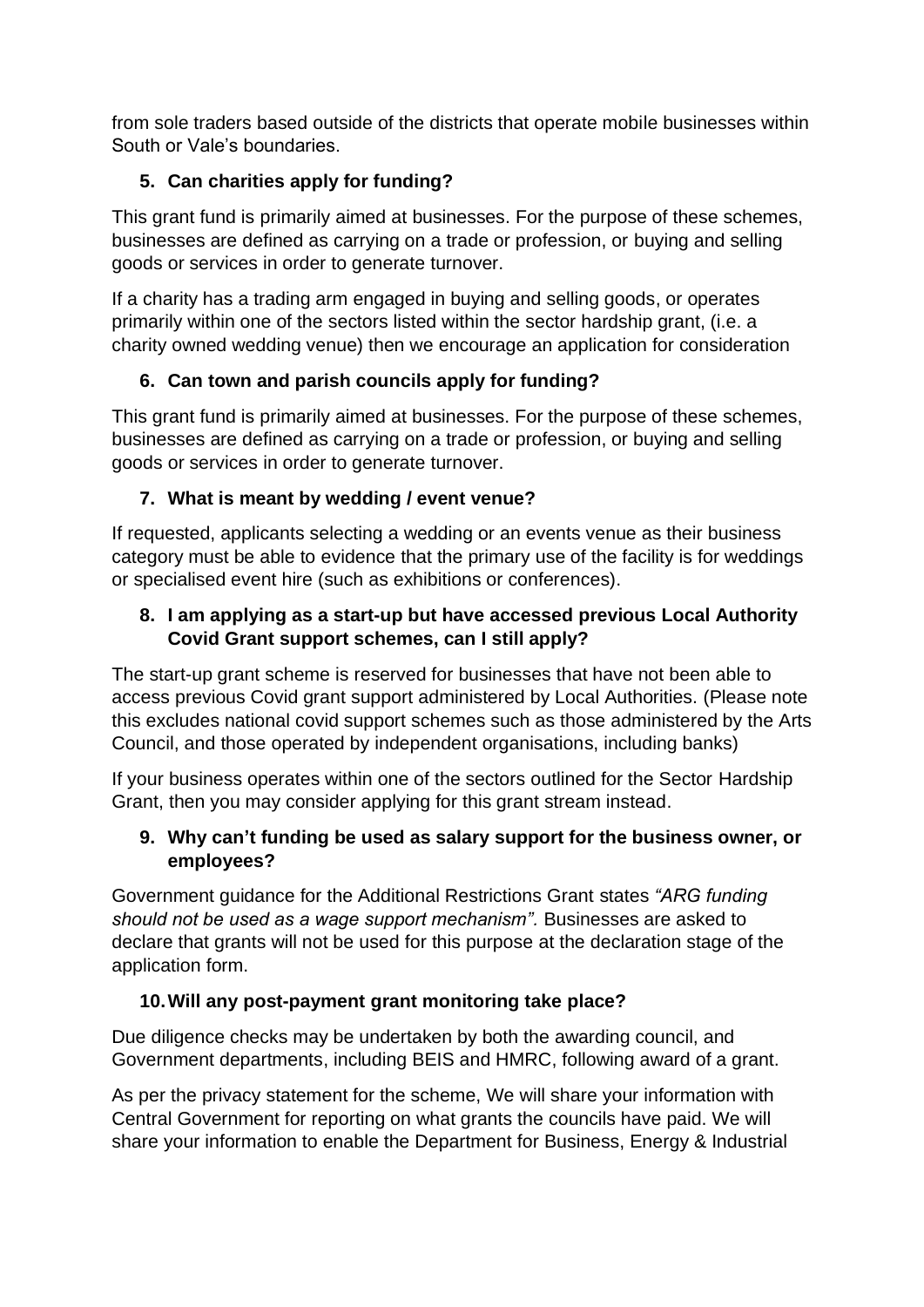from sole traders based outside of the districts that operate mobile businesses within South or Vale's boundaries.

### 5. Can charities apply for funding?

This grant fund is primarily aimed at businesses. For the purpose of these schemes, businesses are defined as carrying on a trade or profession, or buying and selling goods or services in order to generate turnover.

If a charity has a trading arm engaged in buying and selling goods, or operates primarily within one of the sectors listed within the sector hardship grant, (i.e. a charity owned wedding venue) then we encourage an application for consideration

### 6. Can town and parish councils apply for funding?

This grant fund is primarily aimed at businesses. For the purpose of these schemes, businesses are defined as carrying on a trade or profession, or buying and selling goods or services in order to generate turnover.

### 7. What is meant by wedding / event venue?

If requested, applicants selecting a wedding or an events venue as their business category must be able to evidence that the primary use of the facility is for weddings or specialised event hire (such as exhibitions or conferences).

### 8. I am applying as a start-up but have accessed previous Local Authority Covid Grant support schemes, can I still apply?

The start-up grant scheme is reserved for businesses that have not been able to access previous Covid grant support administered by Local Authorities. (Please note this excludes national covid support schemes such as those administered by the Arts Council, and those operated by independent organisations, including banks)

If your business operates within one of the sectors outlined for the Sector Hardship Grant, then you may consider applying for this grant stream instead.

### 9. Why can't funding be used as salary support for the business owner, or employees?

Government guidance for the Additional Restrictions Grant states *"ARG funding should not be used as a wage support mechanism".* Businesses are asked to declare that grants will not be used for this purpose at the declaration stage of the application form.

### 10. Will any post-payment grant monitoring take place?

Due diligence checks may be undertaken by both the awarding council, and Government departments, including BEIS and HMRC, following award of a grant.

As per the privacy statement for the scheme, We will share your information with Central Government for reporting on what grants the councils have paid. We will share your information to enable the Department for Business, Energy & Industrial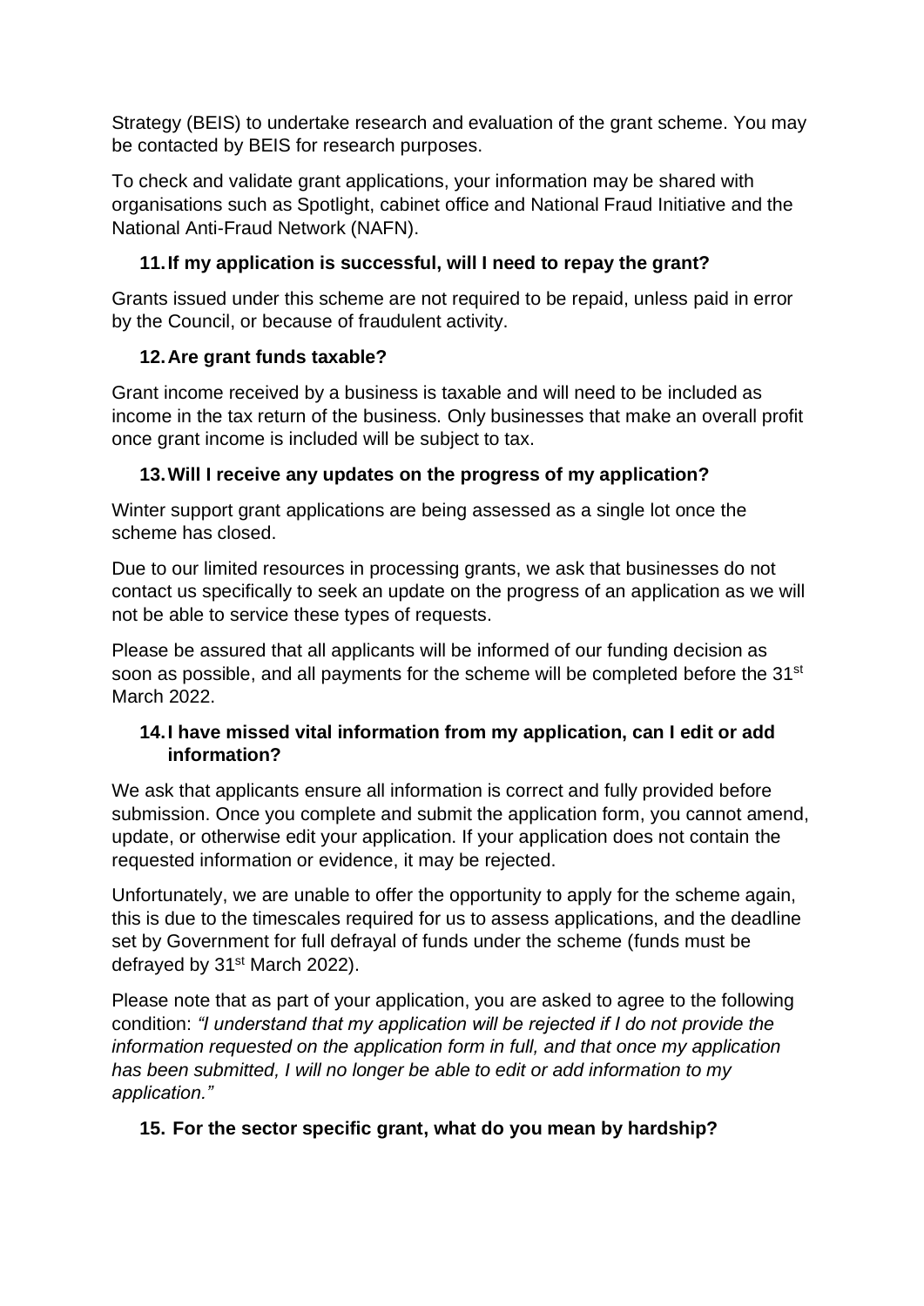Strategy (BEIS) to undertake research and evaluation of the grant scheme. You may be contacted by BEIS for research purposes.

To check and validate grant applications, your information may be shared with organisations such as Spotlight, cabinet office and National Fraud Initiative and the National Anti-Fraud Network (NAFN).

### 11. If my application is successful, will I need to repay the grant?

Grants issued under this scheme are not required to be repaid, unless paid in error by the Council, or because of fraudulent activity.

### 12. Are grant funds taxable?

Grant income received by a business is taxable and will need to be included as income in the tax return of the business. Only businesses that make an overall profit once grant income is included will be subject to tax.

### 13. Will I receive any updates on the progress of my application?

Winter support grant applications are being assessed as a single lot once the scheme has closed.

Due to our limited resources in processing grants, we ask that businesses do not contact us specifically to seek an update on the progress of an application as we will not be able to service these types of requests.

Please be assured that all applicants will be informed of our funding decision as soon as possible, and all payments for the scheme will be completed before the 31st March 2022.

### 14. I have missed vital information from my application, can I edit or add information?

We ask that applicants ensure all information is correct and fully provided before submission. Once you complete and submit the application form, you cannot amend, update, or otherwise edit your application. If your application does not contain the requested information or evidence, it may be rejected.

Unfortunately, we are unable to offer the opportunity to apply for the scheme again, this is due to the timescales required for us to assess applications, and the deadline set by Government for full defrayal of funds under the scheme (funds must be defrayed by 31st March 2022).

Please note that as part of your application, you are asked to agree to the following condition: *"I understand that my application will be rejected if I do not provide the information requested on the application form in full, and that once my application has been submitted, I will no longer be able to edit or add information to my application."*

### 15. For the sector specific grant, what do you mean by hardship?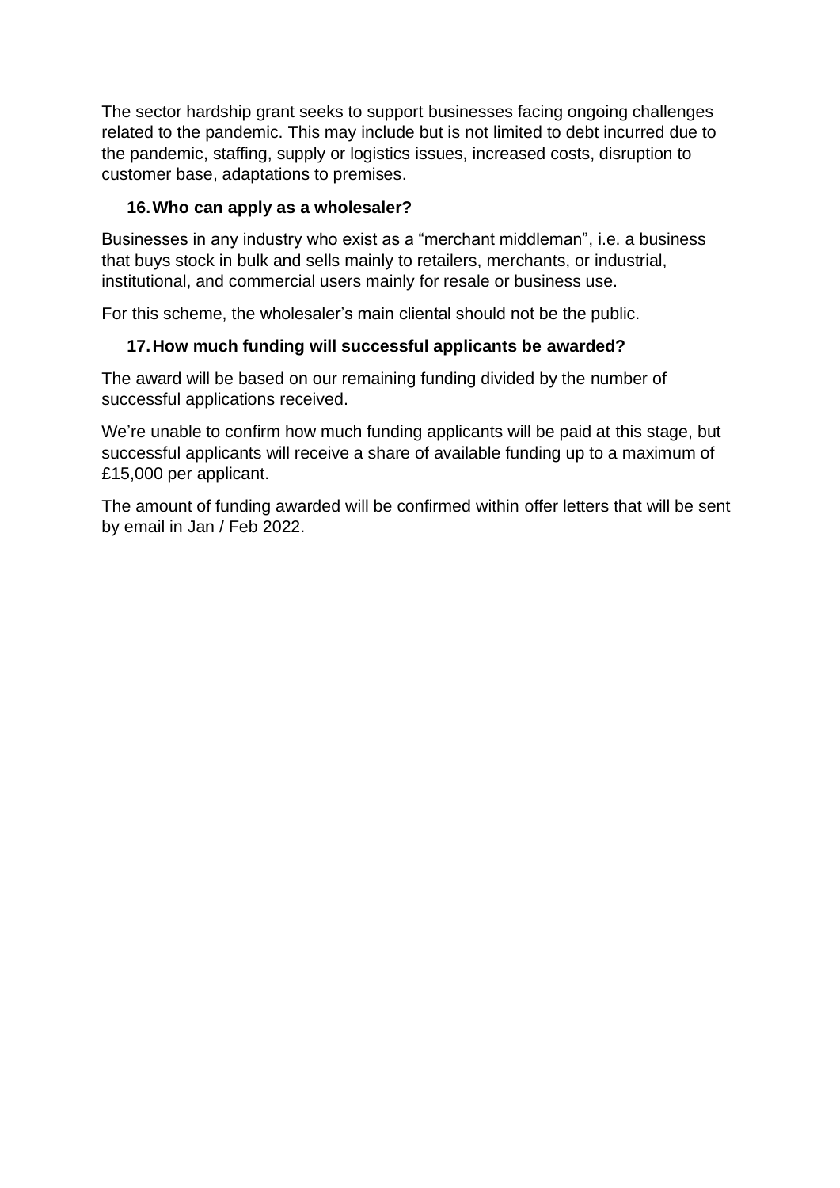The sector hardship grant seeks to support businesses facing ongoing challenges related to the pandemic. This may include but is not limited to debt incurred due to the pandemic, staffing, supply or logistics issues, increased costs, disruption to customer base, adaptations to premises.

### 16. Who can apply as a wholesaler?

Businesses in any industry who exist as a "merchant middleman", i.e. a business that buys stock in bulk and sells mainly to retailers, merchants, or industrial, institutional, and commercial users mainly for resale or business use.

For this scheme, the wholesaler's main cliental should not be the public.

### 17. How much funding will successful applicants be awarded?

The award will be based on our remaining funding divided by the number of successful applications received.

We're unable to confirm how much funding applicants will be paid at this stage, but successful applicants will receive a share of available funding up to a maximum of £15,000 per applicant.

The amount of funding awarded will be confirmed within offer letters that will be sent by email in Jan / Feb 2022.